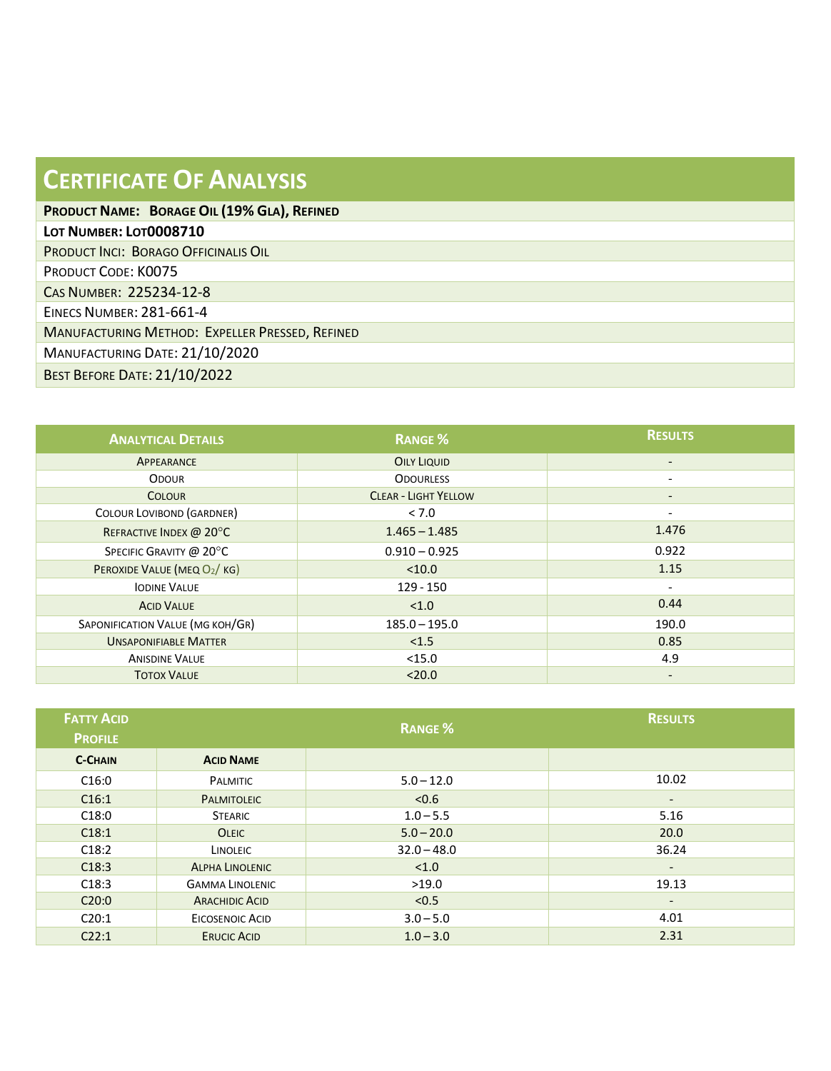# Certificate Of Analysis

**Product Name: Borage Oil (19% GLA), Refined**

**Lot Number: LOT0008710**

Product INCI: Borago Officinalis Oil

Product Code: K0075

CAS Number: 225234-12-8

EINECS Number: 281-661-4

Manufacturing Method: Expeller Pressed, Refined

Manufacturing Date: 21/10/2020

Best Before Date: 21/10/2022

| Analytical Details | Range % | Results |
|---|---|---|
| Appearance | Oily Liquid | - |
| Odour | Odourless | - |
| Colour | Clear - Light Yellow | - |
| Colour Lovibond (Gardner) | < 7.0 | - |
| Refractive Index @ 20°C | 1.465 – 1.485 | 1.476 |
| Specific Gravity @ 20°C | 0.910 – 0.925 | 0.922 |
| Peroxide Value (meq $O_2$/ kg) | <10.0 | 1.15 |
| Iodine Value | 129 - 150 | - |
| Acid Value | <1.0 | 0.44 |
| Saponification Value (mg KOH/gr) | 185.0 – 195.0 | 190.0 |
| Unsaponifiable Matter | <1.5 | 0.85 |
| Anisidine Value | <15.0 | 4.9 |
| Totox Value | <20.0 | - |

| Fatty Acid Profile | | Range % | Results |
|---|---|---|---|
| C-Chain | Acid Name | | |
| C16:0 | Palmitic | 5.0 – 12.0 | 10.02 |
| C16:1 | Palmitoleic | <0.6 | - |
| C18:0 | Stearic | 1.0 – 5.5 | 5.16 |
| C18:1 | Oleic | 5.0 – 20.0 | 20.0 |
| C18:2 | Linoleic | 32.0 – 48.0 | 36.24 |
| C18:3 | Alpha Linolenic | <1.0 | - |
| C18:3 | Gamma Linolenic | >19.0 | 19.13 |
| C20:0 | Arachidic Acid | <0.5 | - |
| C20:1 | Eicosenoic Acid | 3.0 – 5.0 | 4.01 |
| C22:1 | Erucic Acid | 1.0 – 3.0 | 2.31 |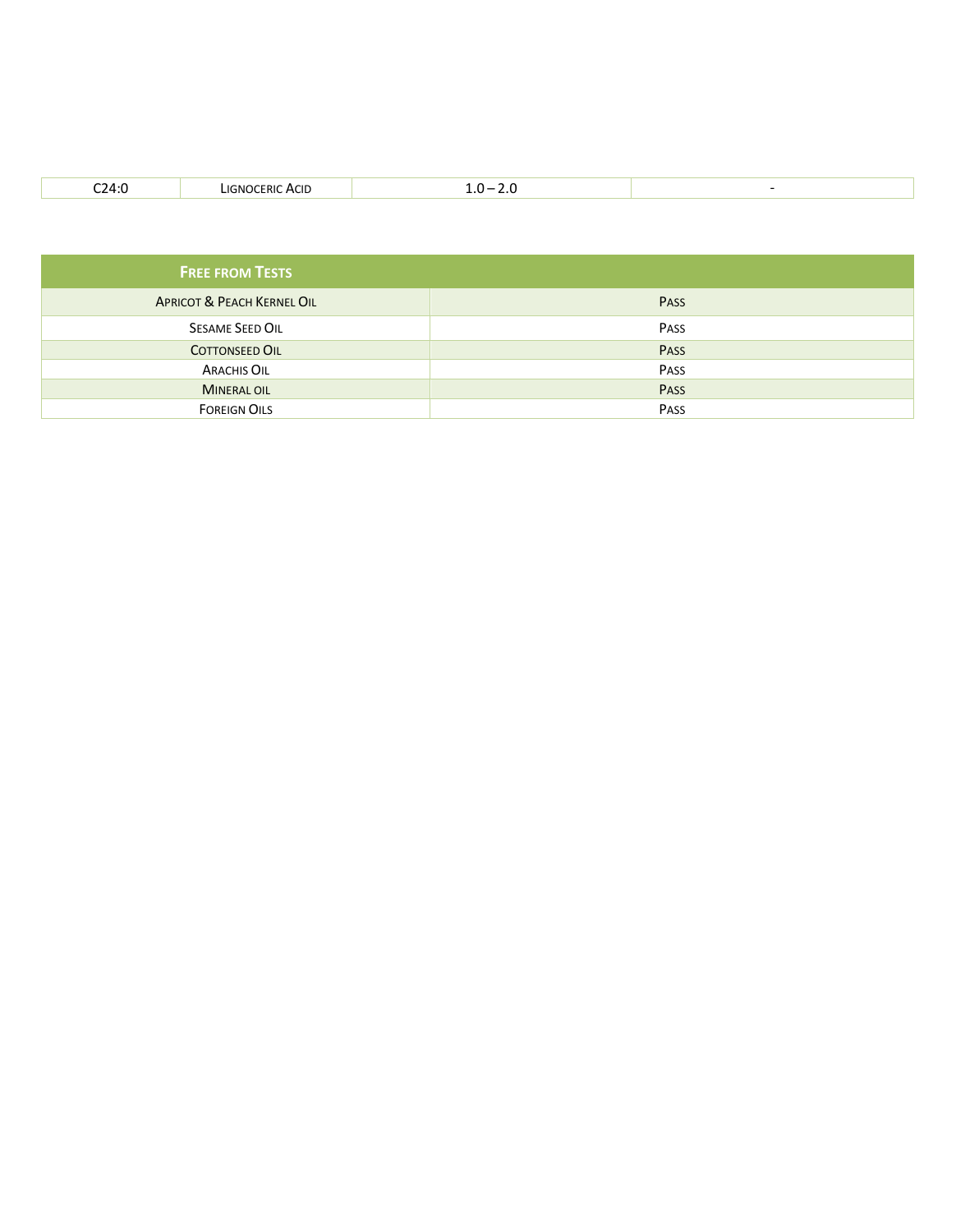| | | | |
|---|---|---|---|
| C24:0 | Lignoceric Acid | 1.0 – 2.0 | - |

| Free from Tests | |
|---|---|
| Apricot & Peach Kernel Oil | Pass |
| Sesame Seed Oil | Pass |
| Cottonseed Oil | Pass |
| Arachis Oil | Pass |
| Mineral oil | Pass |
| Foreign Oils | Pass |